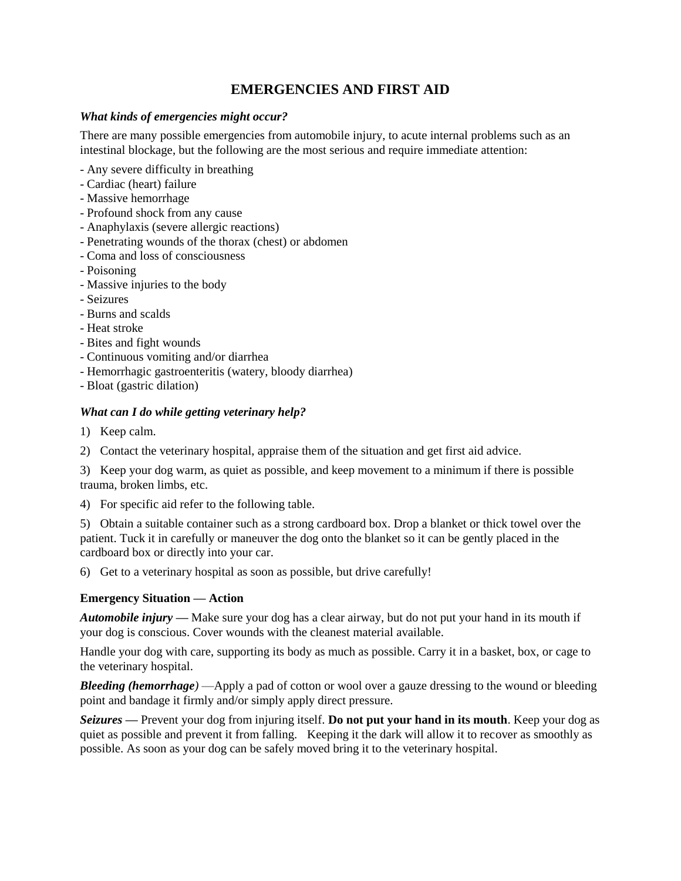# EMERGENCIES AND FIRST AID

***What kinds of emergencies might occur?***

There are many possible emergencies from automobile injury, to acute internal problems such as an intestinal blockage, but the following are the most serious and require immediate attention:

- Any severe difficulty in breathing
- Cardiac (heart) failure
- Massive hemorrhage
- Profound shock from any cause
- Anaphylaxis (severe allergic reactions)
- Penetrating wounds of the thorax (chest) or abdomen
- Coma and loss of consciousness
- Poisoning
- Massive injuries to the body
- Seizures
- Burns and scalds
- Heat stroke
- Bites and fight wounds
- Continuous vomiting and/or diarrhea
- Hemorrhagic gastroenteritis (watery, bloody diarrhea)
- Bloat (gastric dilation)

***What can I do while getting veterinary help?***

1) Keep calm.

2) Contact the veterinary hospital, appraise them of the situation and get first aid advice.

3) Keep your dog warm, as quiet as possible, and keep movement to a minimum if there is possible trauma, broken limbs, etc.

4) For specific aid refer to the following table.

5) Obtain a suitable container such as a strong cardboard box. Drop a blanket or thick towel over the patient. Tuck it in carefully or maneuver the dog onto the blanket so it can be gently placed in the cardboard box or directly into your car.

6) Get to a veterinary hospital as soon as possible, but drive carefully!

**Emergency Situation — Action**

***Automobile injury —*** Make sure your dog has a clear airway, but do not put your hand in its mouth if your dog is conscious. Cover wounds with the cleanest material available.

Handle your dog with care, supporting its body as much as possible. Carry it in a basket, box, or cage to the veterinary hospital.

***Bleeding (hemorrhage)*** —Apply a pad of cotton or wool over a gauze dressing to the wound or bleeding point and bandage it firmly and/or simply apply direct pressure.

***Seizures —*** Prevent your dog from injuring itself. **Do not put your hand in its mouth**. Keep your dog as quiet as possible and prevent it from falling. Keeping it the dark will allow it to recover as smoothly as possible. As soon as your dog can be safely moved bring it to the veterinary hospital.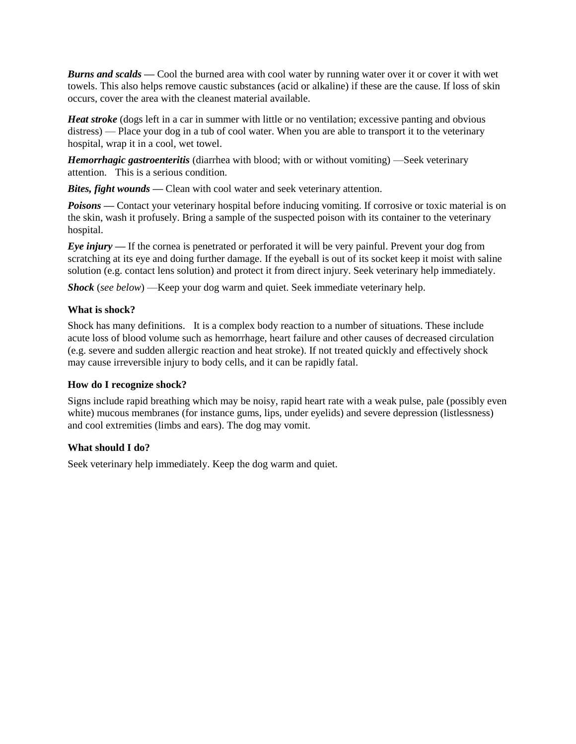***Burns and scalds*** **—** Cool the burned area with cool water by running water over it or cover it with wet towels. This also helps remove caustic substances (acid or alkaline) if these are the cause. If loss of skin occurs, cover the area with the cleanest material available.

***Heat stroke*** (dogs left in a car in summer with little or no ventilation; excessive panting and obvious distress) — Place your dog in a tub of cool water. When you are able to transport it to the veterinary hospital, wrap it in a cool, wet towel.

***Hemorrhagic gastroenteritis*** (diarrhea with blood; with or without vomiting) —Seek veterinary attention. This is a serious condition.

***Bites, fight wounds*** **—** Clean with cool water and seek veterinary attention.

***Poisons*** **—** Contact your veterinary hospital before inducing vomiting. If corrosive or toxic material is on the skin, wash it profusely. Bring a sample of the suspected poison with its container to the veterinary hospital.

***Eye injury*** **—** If the cornea is penetrated or perforated it will be very painful. Prevent your dog from scratching at its eye and doing further damage. If the eyeball is out of its socket keep it moist with saline solution (e.g. contact lens solution) and protect it from direct injury. Seek veterinary help immediately.

***Shock*** (*see below*) —Keep your dog warm and quiet. Seek immediate veterinary help.

**What is shock?**

Shock has many definitions. It is a complex body reaction to a number of situations. These include acute loss of blood volume such as hemorrhage, heart failure and other causes of decreased circulation (e.g. severe and sudden allergic reaction and heat stroke). If not treated quickly and effectively shock may cause irreversible injury to body cells, and it can be rapidly fatal.

**How do I recognize shock?**

Signs include rapid breathing which may be noisy, rapid heart rate with a weak pulse, pale (possibly even white) mucous membranes (for instance gums, lips, under eyelids) and severe depression (listlessness) and cool extremities (limbs and ears). The dog may vomit.

**What should I do?**

Seek veterinary help immediately. Keep the dog warm and quiet.